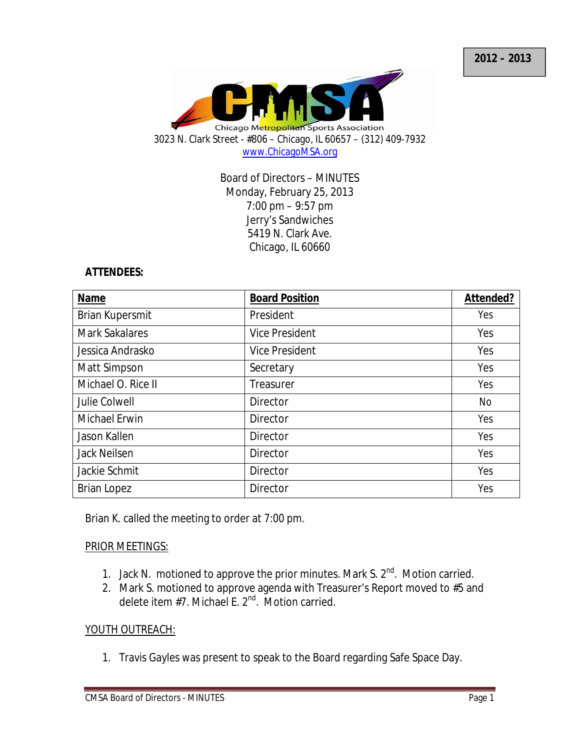2012 – 2013

Chicago Metropolitan Sports Association

3023 N. Clark Street - #806 – Chicago, IL 60657 – (312) 409-7932
www.ChicagoMSA.org

Board of Directors – MINUTES
Monday, February 25, 2013
7:00 pm – 9:57 pm
Jerry's Sandwiches
5419 N. Clark Ave.
Chicago, IL 60660

**ATTENDEES:**

| **Name** | **Board Position** | **Attended?** |
|---|---|---|
| Brian Kupersmit | President | Yes |
| Mark Sakalares | Vice President | Yes |
| Jessica Andrasko | Vice President | Yes |
| Matt Simpson | Secretary | Yes |
| Michael O. Rice II | Treasurer | Yes |
| Julie Colwell | Director | No |
| Michael Erwin | Director | Yes |
| Jason Kallen | Director | Yes |
| Jack Neilsen | Director | Yes |
| Jackie Schmit | Director | Yes |
| Brian Lopez | Director | Yes |

Brian K. called the meeting to order at 7:00 pm.

PRIOR MEETINGS:

1. Jack N. motioned to approve the prior minutes. Mark S. 2nd. Motion carried.
2. Mark S. motioned to approve agenda with Treasurer's Report moved to #5 and delete item #7. Michael E. 2nd. Motion carried.

YOUTH OUTREACH:

1. Travis Gayles was present to speak to the Board regarding Safe Space Day.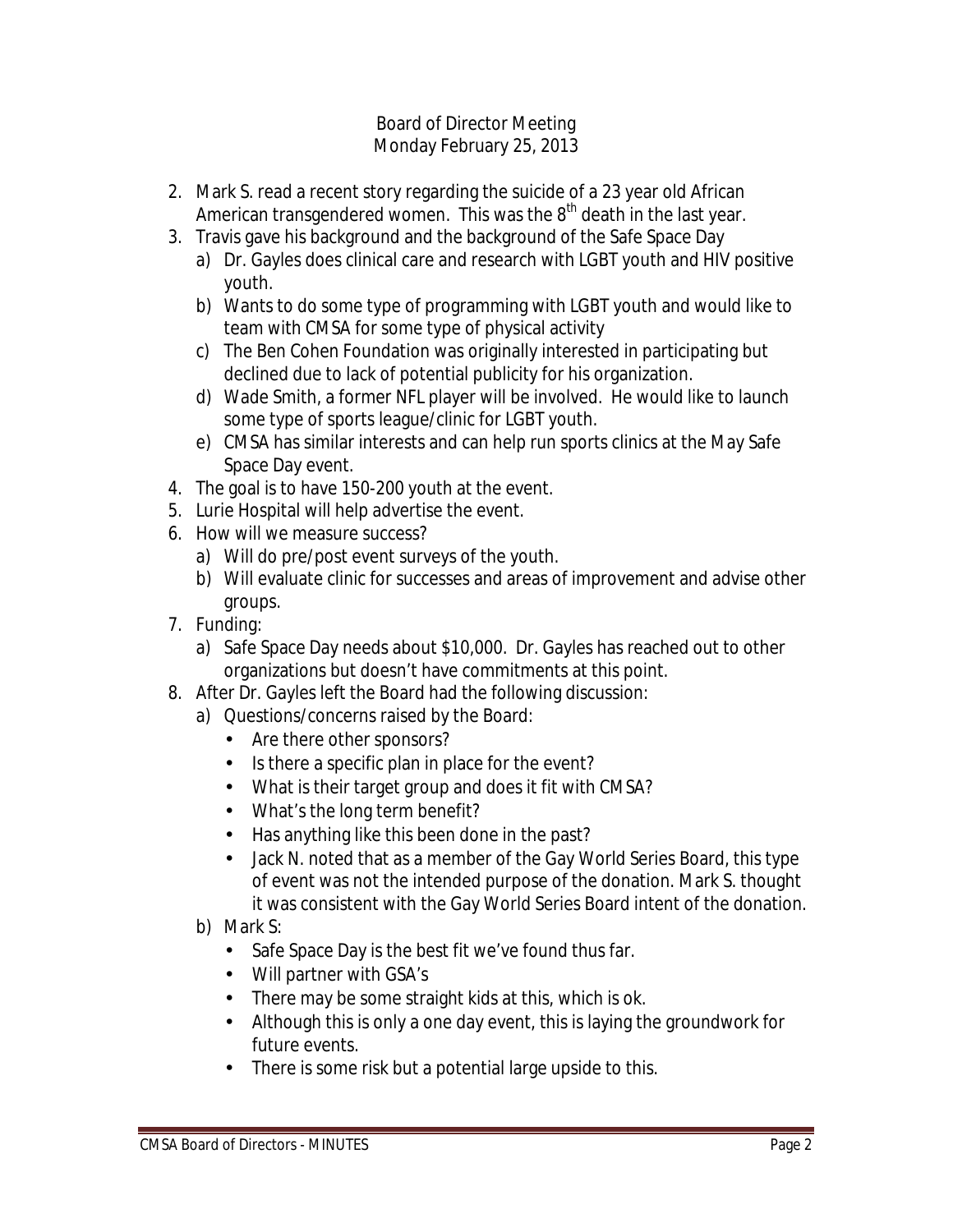Board of Director Meeting
Monday February 25, 2013

2. Mark S. read a recent story regarding the suicide of a 23 year old African American transgendered women. This was the 8th death in the last year.
3. Travis gave his background and the background of the Safe Space Day
   a) Dr. Gayles does clinical care and research with LGBT youth and HIV positive youth.
   b) Wants to do some type of programming with LGBT youth and would like to team with CMSA for some type of physical activity
   c) The Ben Cohen Foundation was originally interested in participating but declined due to lack of potential publicity for his organization.
   d) Wade Smith, a former NFL player will be involved. He would like to launch some type of sports league/clinic for LGBT youth.
   e) CMSA has similar interests and can help run sports clinics at the May Safe Space Day event.
4. The goal is to have 150-200 youth at the event.
5. Lurie Hospital will help advertise the event.
6. How will we measure success?
   a) Will do pre/post event surveys of the youth.
   b) Will evaluate clinic for successes and areas of improvement and advise other groups.
7. Funding:
   a) Safe Space Day needs about $10,000. Dr. Gayles has reached out to other organizations but doesn't have commitments at this point.
8. After Dr. Gayles left the Board had the following discussion:
   a) Questions/concerns raised by the Board:
      - Are there other sponsors?
      - Is there a specific plan in place for the event?
      - What is their target group and does it fit with CMSA?
      - What's the long term benefit?
      - Has anything like this been done in the past?
      - Jack N. noted that as a member of the Gay World Series Board, this type of event was not the intended purpose of the donation. Mark S. thought it was consistent with the Gay World Series Board intent of the donation.
   b) Mark S:
      - Safe Space Day is the best fit we've found thus far.
      - Will partner with GSA's
      - There may be some straight kids at this, which is ok.
      - Although this is only a one day event, this is laying the groundwork for future events.
      - There is some risk but a potential large upside to this.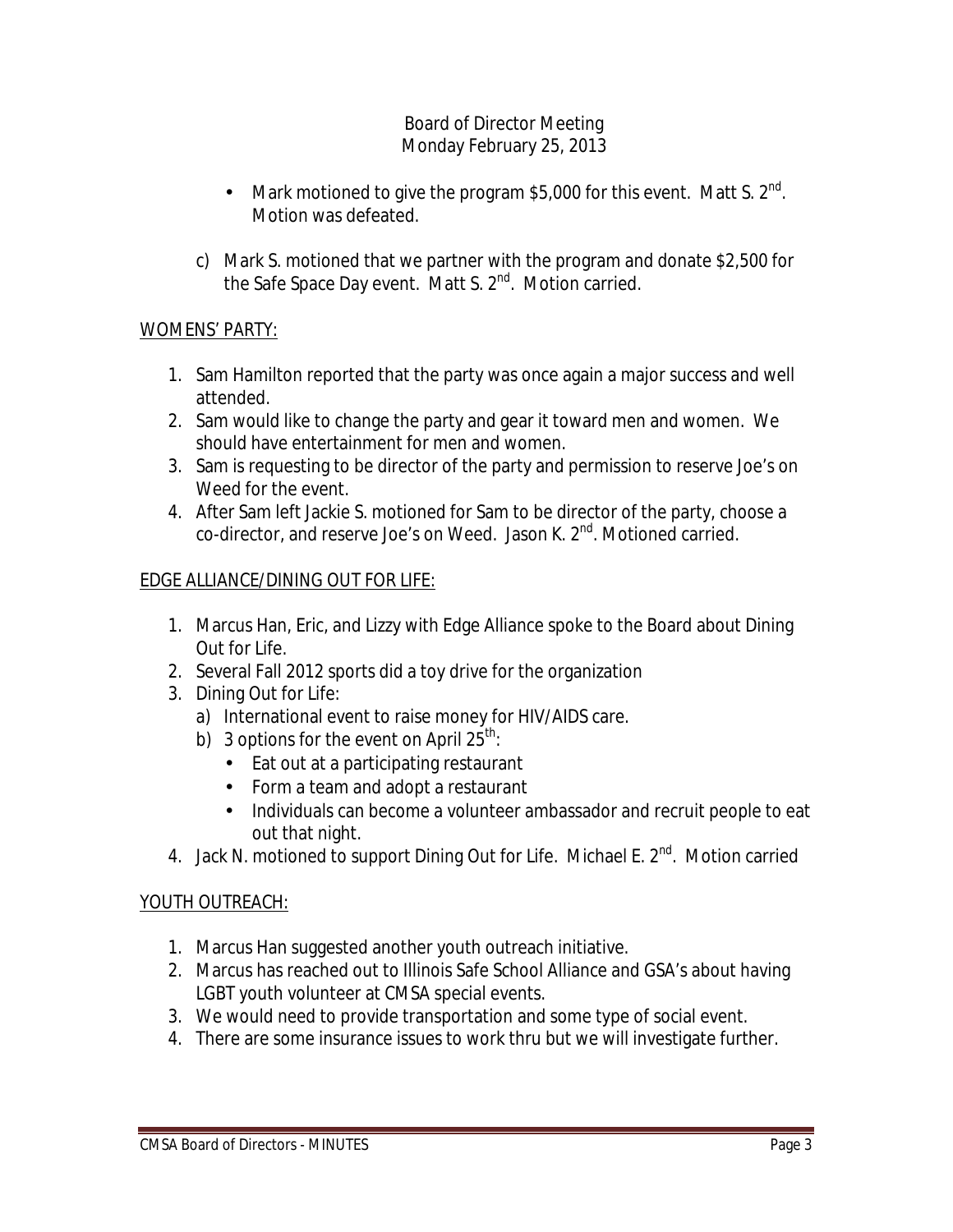Board of Director Meeting
Monday February 25, 2013

- Mark motioned to give the program $5,000 for this event. Matt S. 2nd. Motion was defeated.

c) Mark S. motioned that we partner with the program and donate $2,500 for the Safe Space Day event. Matt S. 2nd. Motion carried.

## WOMENS' PARTY:

1. Sam Hamilton reported that the party was once again a major success and well attended.
2. Sam would like to change the party and gear it toward men and women. We should have entertainment for men and women.
3. Sam is requesting to be director of the party and permission to reserve Joe's on Weed for the event.
4. After Sam left Jackie S. motioned for Sam to be director of the party, choose a co-director, and reserve Joe's on Weed. Jason K. 2nd. Motioned carried.

## EDGE ALLIANCE/DINING OUT FOR LIFE:

1. Marcus Han, Eric, and Lizzy with Edge Alliance spoke to the Board about Dining Out for Life.
2. Several Fall 2012 sports did a toy drive for the organization
3. Dining Out for Life:
   a) International event to raise money for HIV/AIDS care.
   b) 3 options for the event on April 25th:
      - Eat out at a participating restaurant
      - Form a team and adopt a restaurant
      - Individuals can become a volunteer ambassador and recruit people to eat out that night.
4. Jack N. motioned to support Dining Out for Life. Michael E. 2nd. Motion carried

## YOUTH OUTREACH:

1. Marcus Han suggested another youth outreach initiative.
2. Marcus has reached out to Illinois Safe School Alliance and GSA's about having LGBT youth volunteer at CMSA special events.
3. We would need to provide transportation and some type of social event.
4. There are some insurance issues to work thru but we will investigate further.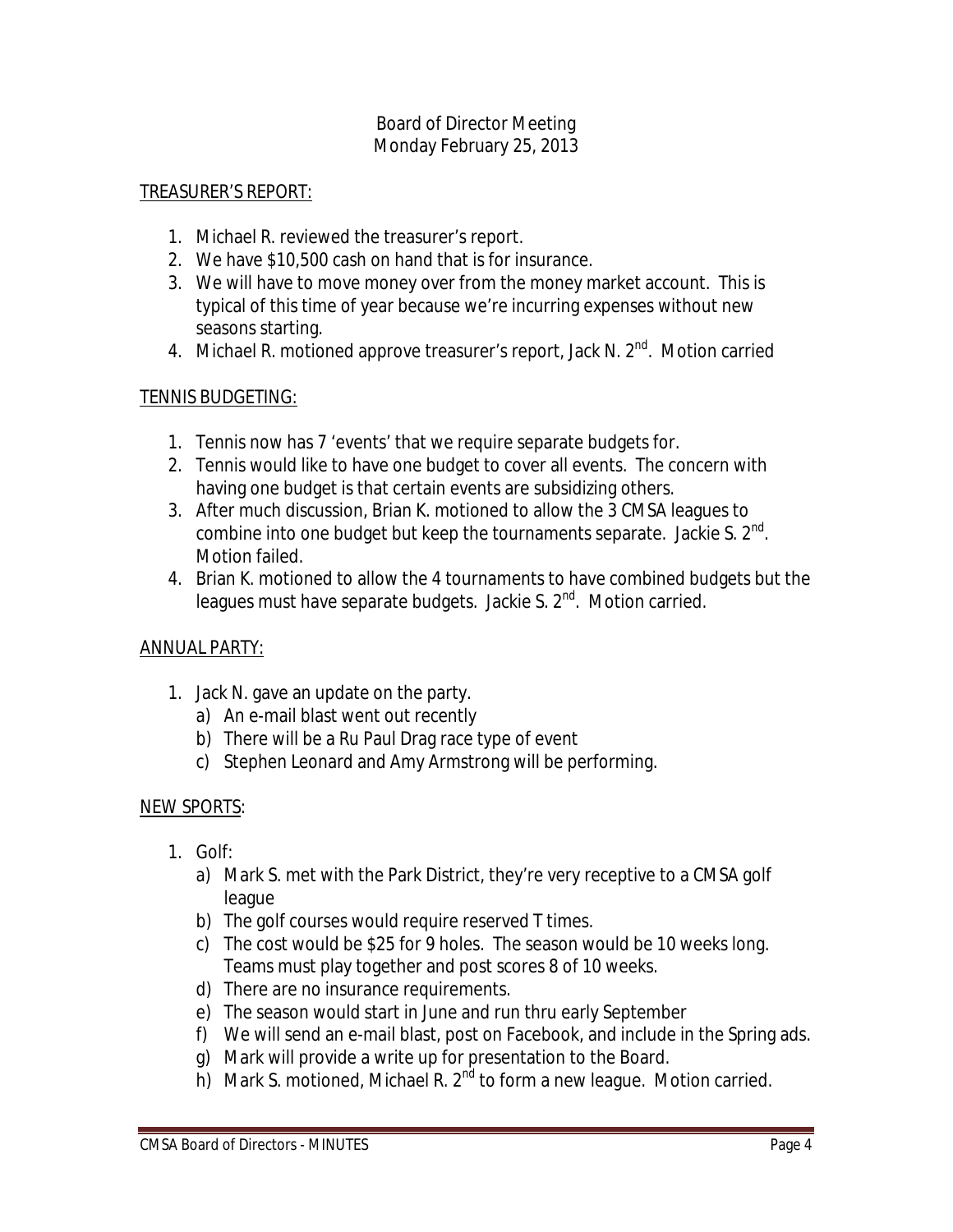Board of Director Meeting
Monday February 25, 2013

TREASURER'S REPORT:

1. Michael R. reviewed the treasurer's report.
2. We have $10,500 cash on hand that is for insurance.
3. We will have to move money over from the money market account. This is typical of this time of year because we're incurring expenses without new seasons starting.
4. Michael R. motioned approve treasurer's report, Jack N. 2nd. Motion carried

TENNIS BUDGETING:

1. Tennis now has 7 'events' that we require separate budgets for.
2. Tennis would like to have one budget to cover all events. The concern with having one budget is that certain events are subsidizing others.
3. After much discussion, Brian K. motioned to allow the 3 CMSA leagues to combine into one budget but keep the tournaments separate. Jackie S. 2nd. Motion failed.
4. Brian K. motioned to allow the 4 tournaments to have combined budgets but the leagues must have separate budgets. Jackie S. 2nd. Motion carried.

ANNUAL PARTY:

1. Jack N. gave an update on the party.
   a) An e-mail blast went out recently
   b) There will be a Ru Paul Drag race type of event
   c) Stephen Leonard and Amy Armstrong will be performing.

NEW SPORTS:

1. Golf:
   a) Mark S. met with the Park District, they're very receptive to a CMSA golf league
   b) The golf courses would require reserved T times.
   c) The cost would be $25 for 9 holes. The season would be 10 weeks long. Teams must play together and post scores 8 of 10 weeks.
   d) There are no insurance requirements.
   e) The season would start in June and run thru early September
   f) We will send an e-mail blast, post on Facebook, and include in the Spring ads.
   g) Mark will provide a write up for presentation to the Board.
   h) Mark S. motioned, Michael R. 2nd to form a new league. Motion carried.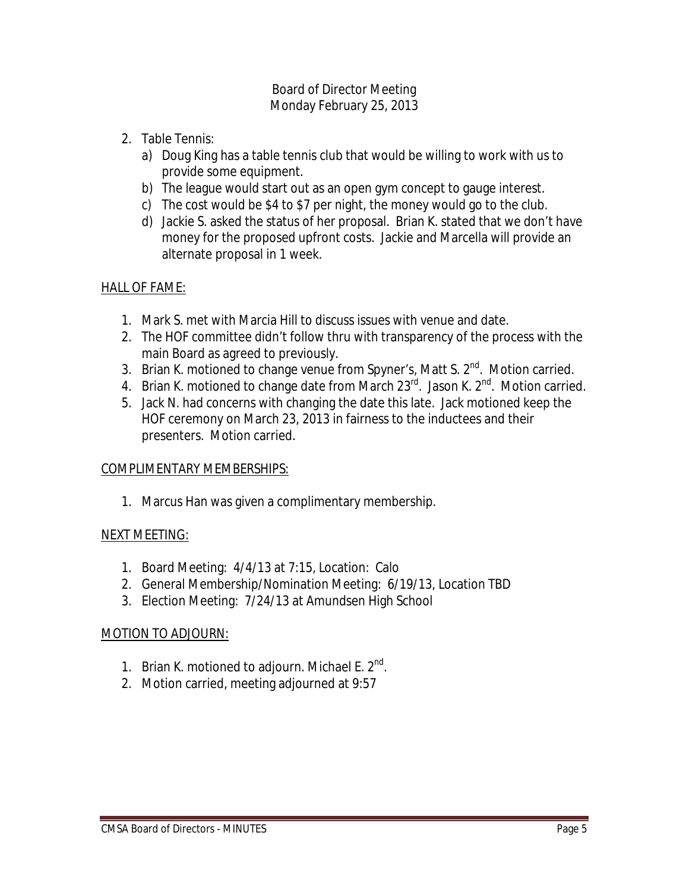Board of Director Meeting
Monday February 25, 2013

2. Table Tennis:
   a) Doug King has a table tennis club that would be willing to work with us to provide some equipment.
   b) The league would start out as an open gym concept to gauge interest.
   c) The cost would be $4 to $7 per night, the money would go to the club.
   d) Jackie S. asked the status of her proposal. Brian K. stated that we don't have money for the proposed upfront costs. Jackie and Marcella will provide an alternate proposal in 1 week.

## HALL OF FAME:

1. Mark S. met with Marcia Hill to discuss issues with venue and date.
2. The HOF committee didn't follow thru with transparency of the process with the main Board as agreed to previously.
3. Brian K. motioned to change venue from Spyner's, Matt S. 2nd. Motion carried.
4. Brian K. motioned to change date from March 23rd. Jason K. 2nd. Motion carried.
5. Jack N. had concerns with changing the date this late. Jack motioned keep the HOF ceremony on March 23, 2013 in fairness to the inductees and their presenters. Motion carried.

## COMPLIMENTARY MEMBERSHIPS:

1. Marcus Han was given a complimentary membership.

## NEXT MEETING:

1. Board Meeting: 4/4/13 at 7:15, Location: Calo
2. General Membership/Nomination Meeting: 6/19/13, Location TBD
3. Election Meeting: 7/24/13 at Amundsen High School

## MOTION TO ADJOURN:

1. Brian K. motioned to adjourn. Michael E. 2nd.
2. Motion carried, meeting adjourned at 9:57